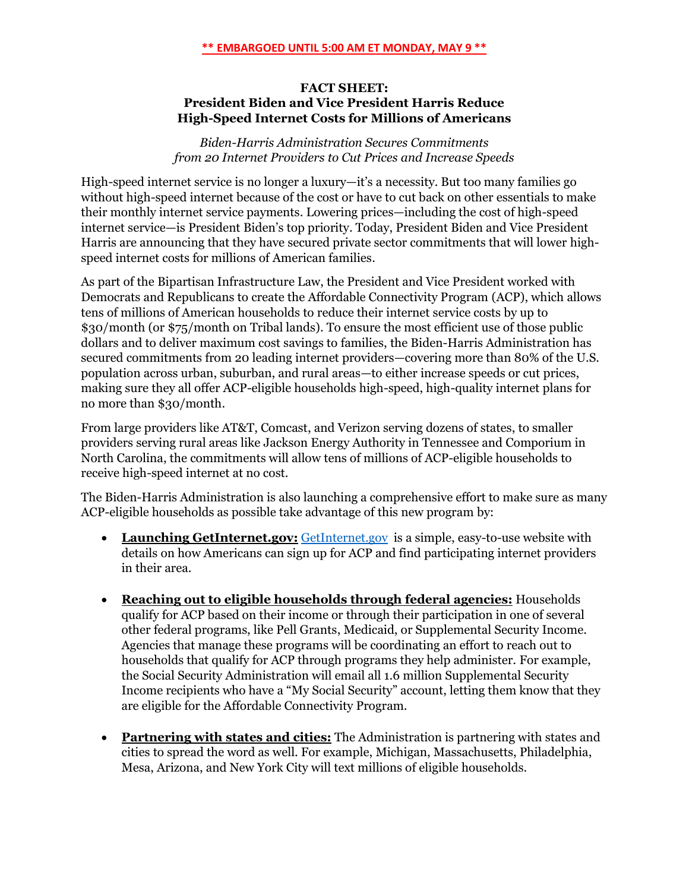**\*\* EMBARGOED UNTIL 5:00 AM ET MONDAY, MAY 9 \*\***

# FACT SHEET: President Biden and Vice President Harris Reduce High-Speed Internet Costs for Millions of Americans

*Biden-Harris Administration Secures Commitments from 20 Internet Providers to Cut Prices and Increase Speeds*

High-speed internet service is no longer a luxury—it's a necessity. But too many families go without high-speed internet because of the cost or have to cut back on other essentials to make their monthly internet service payments. Lowering prices—including the cost of high-speed internet service—is President Biden's top priority. Today, President Biden and Vice President Harris are announcing that they have secured private sector commitments that will lower high-speed internet costs for millions of American families.

As part of the Bipartisan Infrastructure Law, the President and Vice President worked with Democrats and Republicans to create the Affordable Connectivity Program (ACP), which allows tens of millions of American households to reduce their internet service costs by up to $30/month (or $75/month on Tribal lands). To ensure the most efficient use of those public dollars and to deliver maximum cost savings to families, the Biden-Harris Administration has secured commitments from 20 leading internet providers—covering more than 80% of the U.S. population across urban, suburban, and rural areas—to either increase speeds or cut prices, making sure they all offer ACP-eligible households high-speed, high-quality internet plans for no more than $30/month.

From large providers like AT&T, Comcast, and Verizon serving dozens of states, to smaller providers serving rural areas like Jackson Energy Authority in Tennessee and Comporium in North Carolina, the commitments will allow tens of millions of ACP-eligible households to receive high-speed internet at no cost.

The Biden-Harris Administration is also launching a comprehensive effort to make sure as many ACP-eligible households as possible take advantage of this new program by:

- **Launching GetInternet.gov:** GetInternet.gov is a simple, easy-to-use website with details on how Americans can sign up for ACP and find participating internet providers in their area.

- **Reaching out to eligible households through federal agencies:** Households qualify for ACP based on their income or through their participation in one of several other federal programs, like Pell Grants, Medicaid, or Supplemental Security Income. Agencies that manage these programs will be coordinating an effort to reach out to households that qualify for ACP through programs they help administer. For example, the Social Security Administration will email all 1.6 million Supplemental Security Income recipients who have a "My Social Security" account, letting them know that they are eligible for the Affordable Connectivity Program.

- **Partnering with states and cities:** The Administration is partnering with states and cities to spread the word as well. For example, Michigan, Massachusetts, Philadelphia, Mesa, Arizona, and New York City will text millions of eligible households.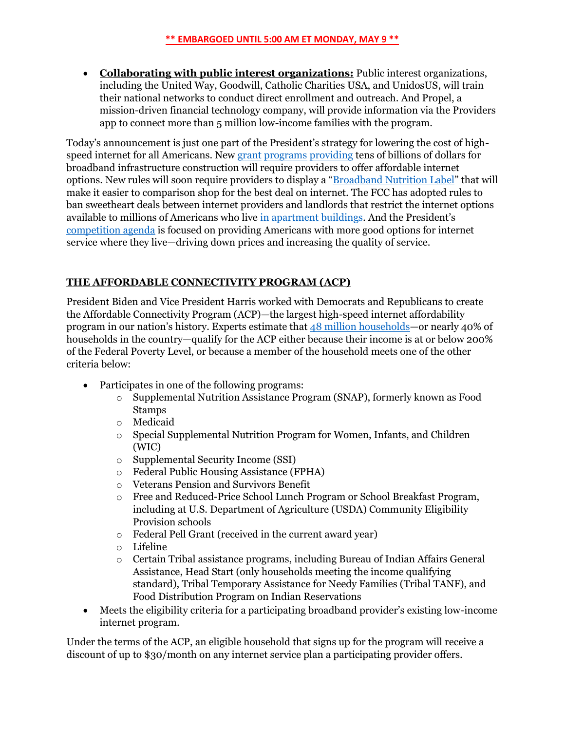- **Collaborating with public interest organizations:** Public interest organizations, including the United Way, Goodwill, Catholic Charities USA, and UnidosUS, will train their national networks to conduct direct enrollment and outreach. And Propel, a mission-driven financial technology company, will provide information via the Providers app to connect more than 5 million low-income families with the program.

Today's announcement is just one part of the President's strategy for lowering the cost of high-speed internet for all Americans. New grant programs providing tens of billions of dollars for broadband infrastructure construction will require providers to offer affordable internet options. New rules will soon require providers to display a "Broadband Nutrition Label" that will make it easier to comparison shop for the best deal on internet. The FCC has adopted rules to ban sweetheart deals between internet providers and landlords that restrict the internet options available to millions of Americans who live in apartment buildings. And the President's competition agenda is focused on providing Americans with more good options for internet service where they live—driving down prices and increasing the quality of service.

## THE AFFORDABLE CONNECTIVITY PROGRAM (ACP)

President Biden and Vice President Harris worked with Democrats and Republicans to create the Affordable Connectivity Program (ACP)—the largest high-speed internet affordability program in our nation's history. Experts estimate that 48 million households—or nearly 40% of households in the country—qualify for the ACP either because their income is at or below 200% of the Federal Poverty Level, or because a member of the household meets one of the other criteria below:

- Participates in one of the following programs:
  - Supplemental Nutrition Assistance Program (SNAP), formerly known as Food Stamps
  - Medicaid
  - Special Supplemental Nutrition Program for Women, Infants, and Children (WIC)
  - Supplemental Security Income (SSI)
  - Federal Public Housing Assistance (FPHA)
  - Veterans Pension and Survivors Benefit
  - Free and Reduced-Price School Lunch Program or School Breakfast Program, including at U.S. Department of Agriculture (USDA) Community Eligibility Provision schools
  - Federal Pell Grant (received in the current award year)
  - Lifeline
  - Certain Tribal assistance programs, including Bureau of Indian Affairs General Assistance, Head Start (only households meeting the income qualifying standard), Tribal Temporary Assistance for Needy Families (Tribal TANF), and Food Distribution Program on Indian Reservations
- Meets the eligibility criteria for a participating broadband provider's existing low-income internet program.

Under the terms of the ACP, an eligible household that signs up for the program will receive a discount of up to $30/month on any internet service plan a participating provider offers.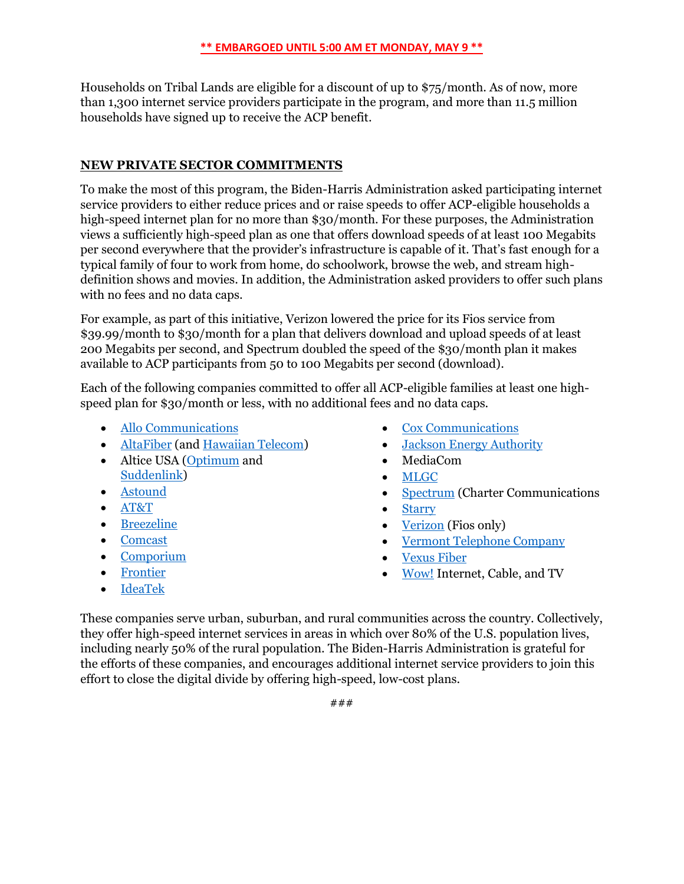** EMBARGOED UNTIL 5:00 AM ET MONDAY, MAY 9 **

Households on Tribal Lands are eligible for a discount of up to $75/month. As of now, more than 1,300 internet service providers participate in the program, and more than 11.5 million households have signed up to receive the ACP benefit.

## NEW PRIVATE SECTOR COMMITMENTS

To make the most of this program, the Biden-Harris Administration asked participating internet service providers to either reduce prices and or raise speeds to offer ACP-eligible households a high-speed internet plan for no more than $30/month. For these purposes, the Administration views a sufficiently high-speed plan as one that offers download speeds of at least 100 Megabits per second everywhere that the provider's infrastructure is capable of it. That's fast enough for a typical family of four to work from home, do schoolwork, browse the web, and stream high-definition shows and movies. In addition, the Administration asked providers to offer such plans with no fees and no data caps.

For example, as part of this initiative, Verizon lowered the price for its Fios service from $39.99/month to $30/month for a plan that delivers download and upload speeds of at least 200 Megabits per second, and Spectrum doubled the speed of the $30/month plan it makes available to ACP participants from 50 to 100 Megabits per second (download).

Each of the following companies committed to offer all ACP-eligible families at least one high-speed plan for $30/month or less, with no additional fees and no data caps.

- Allo Communications
- AltaFiber (and Hawaiian Telecom)
- Altice USA (Optimum and Suddenlink)
- Astound
- AT&T
- Breezeline
- Comcast
- Comporium
- Frontier
- IdeaTek
- Cox Communications
- Jackson Energy Authority
- MediaCom
- MLGC
- Spectrum (Charter Communications
- Starry
- Verizon (Fios only)
- Vermont Telephone Company
- Vexus Fiber
- Wow! Internet, Cable, and TV

These companies serve urban, suburban, and rural communities across the country. Collectively, they offer high-speed internet services in areas in which over 80% of the U.S. population lives, including nearly 50% of the rural population. The Biden-Harris Administration is grateful for the efforts of these companies, and encourages additional internet service providers to join this effort to close the digital divide by offering high-speed, low-cost plans.

###